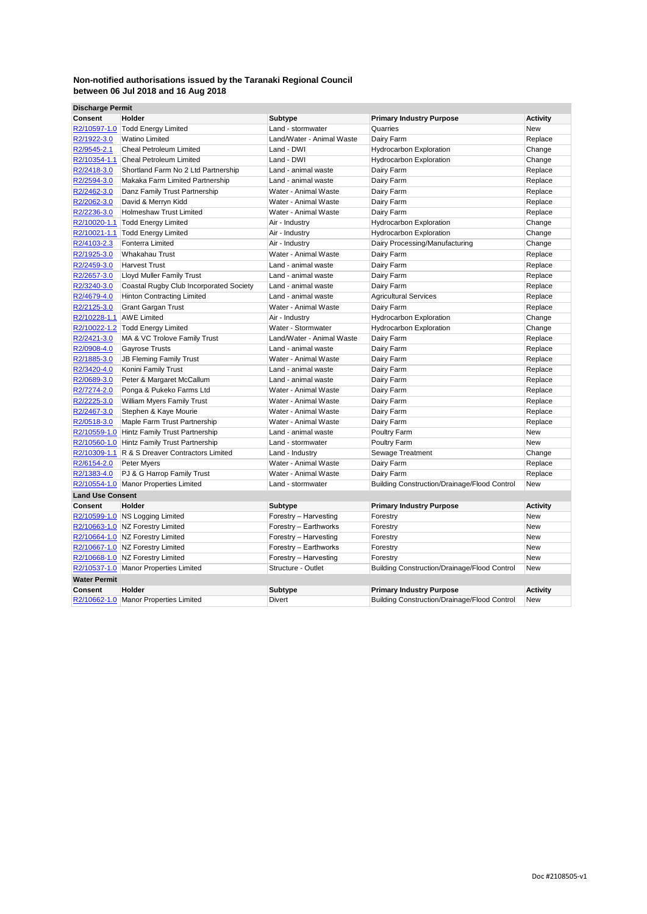**Non-notified authorisations issued by the Taranaki Regional Council between 06 Jul 2018 and 16 Aug 2018**

**Discharge Permit**

| Consent | Holder | Subtype | Primary Industry Purpose | Activity |
|---|---|---|---|---|
| R2/10597-1.0 | Todd Energy Limited | Land - stormwater | Quarries | New |
| R2/1922-3.0 | Watino Limited | Land/Water - Animal Waste | Dairy Farm | Replace |
| R2/9545-2.1 | Cheal Petroleum Limited | Land - DWI | Hydrocarbon Exploration | Change |
| R2/10354-1.1 | Cheal Petroleum Limited | Land - DWI | Hydrocarbon Exploration | Change |
| R2/2418-3.0 | Shortland Farm No 2 Ltd Partnership | Land - animal waste | Dairy Farm | Replace |
| R2/2594-3.0 | Makaka Farm Limited Partnership | Land - animal waste | Dairy Farm | Replace |
| R2/2462-3.0 | Danz Family Trust Partnership | Water - Animal Waste | Dairy Farm | Replace |
| R2/2062-3.0 | David & Merryn Kidd | Water - Animal Waste | Dairy Farm | Replace |
| R2/2236-3.0 | Holmeshaw Trust Limited | Water - Animal Waste | Dairy Farm | Replace |
| R2/10020-1.1 | Todd Energy Limited | Air - Industry | Hydrocarbon Exploration | Change |
| R2/10021-1.1 | Todd Energy Limited | Air - Industry | Hydrocarbon Exploration | Change |
| R2/4103-2.3 | Fonterra Limited | Air - Industry | Dairy Processing/Manufacturing | Change |
| R2/1925-3.0 | Whakahau Trust | Water - Animal Waste | Dairy Farm | Replace |
| R2/2459-3.0 | Harvest Trust | Land - animal waste | Dairy Farm | Replace |
| R2/2657-3.0 | Lloyd Muller Family Trust | Land - animal waste | Dairy Farm | Replace |
| R2/3240-3.0 | Coastal Rugby Club Incorporated Society | Land - animal waste | Dairy Farm | Replace |
| R2/4679-4.0 | Hinton Contracting Limited | Land - animal waste | Agricultural Services | Replace |
| R2/2125-3.0 | Grant Gargan Trust | Water - Animal Waste | Dairy Farm | Replace |
| R2/10228-1.1 | AWE Limited | Air - Industry | Hydrocarbon Exploration | Change |
| R2/10022-1.2 | Todd Energy Limited | Water - Stormwater | Hydrocarbon Exploration | Change |
| R2/2421-3.0 | MA & VC Trolove Family Trust | Land/Water - Animal Waste | Dairy Farm | Replace |
| R2/0908-4.0 | Gayrose Trusts | Land - animal waste | Dairy Farm | Replace |
| R2/1885-3.0 | JB Fleming Family Trust | Water - Animal Waste | Dairy Farm | Replace |
| R2/3420-4.0 | Konini Family Trust | Land - animal waste | Dairy Farm | Replace |
| R2/0689-3.0 | Peter & Margaret McCallum | Land - animal waste | Dairy Farm | Replace |
| R2/7274-2.0 | Ponga & Pukeko Farms Ltd | Water - Animal Waste | Dairy Farm | Replace |
| R2/2225-3.0 | William Myers Family Trust | Water - Animal Waste | Dairy Farm | Replace |
| R2/2467-3.0 | Stephen & Kaye Mourie | Water - Animal Waste | Dairy Farm | Replace |
| R2/0518-3.0 | Maple Farm Trust Partnership | Water - Animal Waste | Dairy Farm | Replace |
| R2/10559-1.0 | Hintz Family Trust Partnership | Land - animal waste | Poultry Farm | New |
| R2/10560-1.0 | Hintz Family Trust Partnership | Land - stormwater | Poultry Farm | New |
| R2/10309-1.1 | R & S Dreaver Contractors Limited | Land - Industry | Sewage Treatment | Change |
| R2/6154-2.0 | Peter Myers | Water - Animal Waste | Dairy Farm | Replace |
| R2/1383-4.0 | PJ & G Harrop Family Trust | Water - Animal Waste | Dairy Farm | Replace |
| R2/10554-1.0 | Manor Properties Limited | Land - stormwater | Building Construction/Drainage/Flood Control | New |

**Land Use Consent**

| Consent | Holder | Subtype | Primary Industry Purpose | Activity |
|---|---|---|---|---|
| R2/10599-1.0 | NS Logging Limited | Forestry – Harvesting | Forestry | New |
| R2/10663-1.0 | NZ Forestry Limited | Forestry – Earthworks | Forestry | New |
| R2/10664-1.0 | NZ Forestry Limited | Forestry – Harvesting | Forestry | New |
| R2/10667-1.0 | NZ Forestry Limited | Forestry – Earthworks | Forestry | New |
| R2/10668-1.0 | NZ Forestry Limited | Forestry – Harvesting | Forestry | New |
| R2/10537-1.0 | Manor Properties Limited | Structure - Outlet | Building Construction/Drainage/Flood Control | New |

**Water Permit**

| Consent | Holder | Subtype | Primary Industry Purpose | Activity |
|---|---|---|---|---|
| R2/10662-1.0 | Manor Properties Limited | Divert | Building Construction/Drainage/Flood Control | New |

Doc #2108505-v1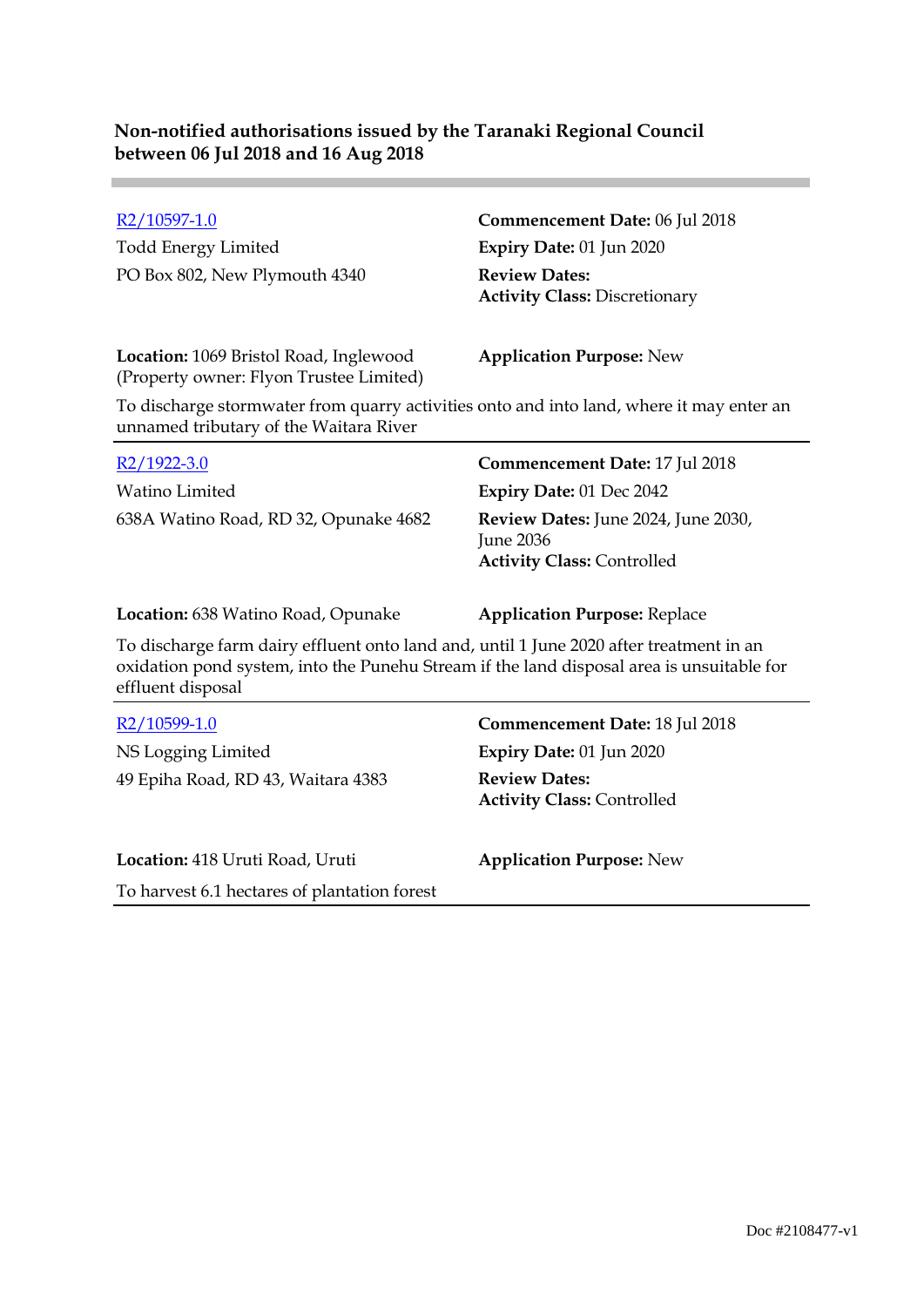**Non-notified authorisations issued by the Taranaki Regional Council between 06 Jul 2018 and 16 Aug 2018**

---

R2/10597-1.0
Todd Energy Limited
PO Box 802, New Plymouth 4340

**Commencement Date:** 06 Jul 2018
**Expiry Date:** 01 Jun 2020
**Review Dates:**
**Activity Class:** Discretionary

**Location:** 1069 Bristol Road, Inglewood
(Property owner: Flyon Trustee Limited)

**Application Purpose:** New

To discharge stormwater from quarry activities onto and into land, where it may enter an unnamed tributary of the Waitara River

---

R2/1922-3.0
Watino Limited
638A Watino Road, RD 32, Opunake 4682

**Commencement Date:** 17 Jul 2018
**Expiry Date:** 01 Dec 2042
**Review Dates:** June 2024, June 2030, June 2036
**Activity Class:** Controlled

**Location:** 638 Watino Road, Opunake

**Application Purpose:** Replace

To discharge farm dairy effluent onto land and, until 1 June 2020 after treatment in an oxidation pond system, into the Punehu Stream if the land disposal area is unsuitable for effluent disposal

---

R2/10599-1.0
NS Logging Limited
49 Epiha Road, RD 43, Waitara 4383

**Commencement Date:** 18 Jul 2018
**Expiry Date:** 01 Jun 2020
**Review Dates:**
**Activity Class:** Controlled

**Location:** 418 Uruti Road, Uruti

**Application Purpose:** New

To harvest 6.1 hectares of plantation forest

---

Doc #2108477-v1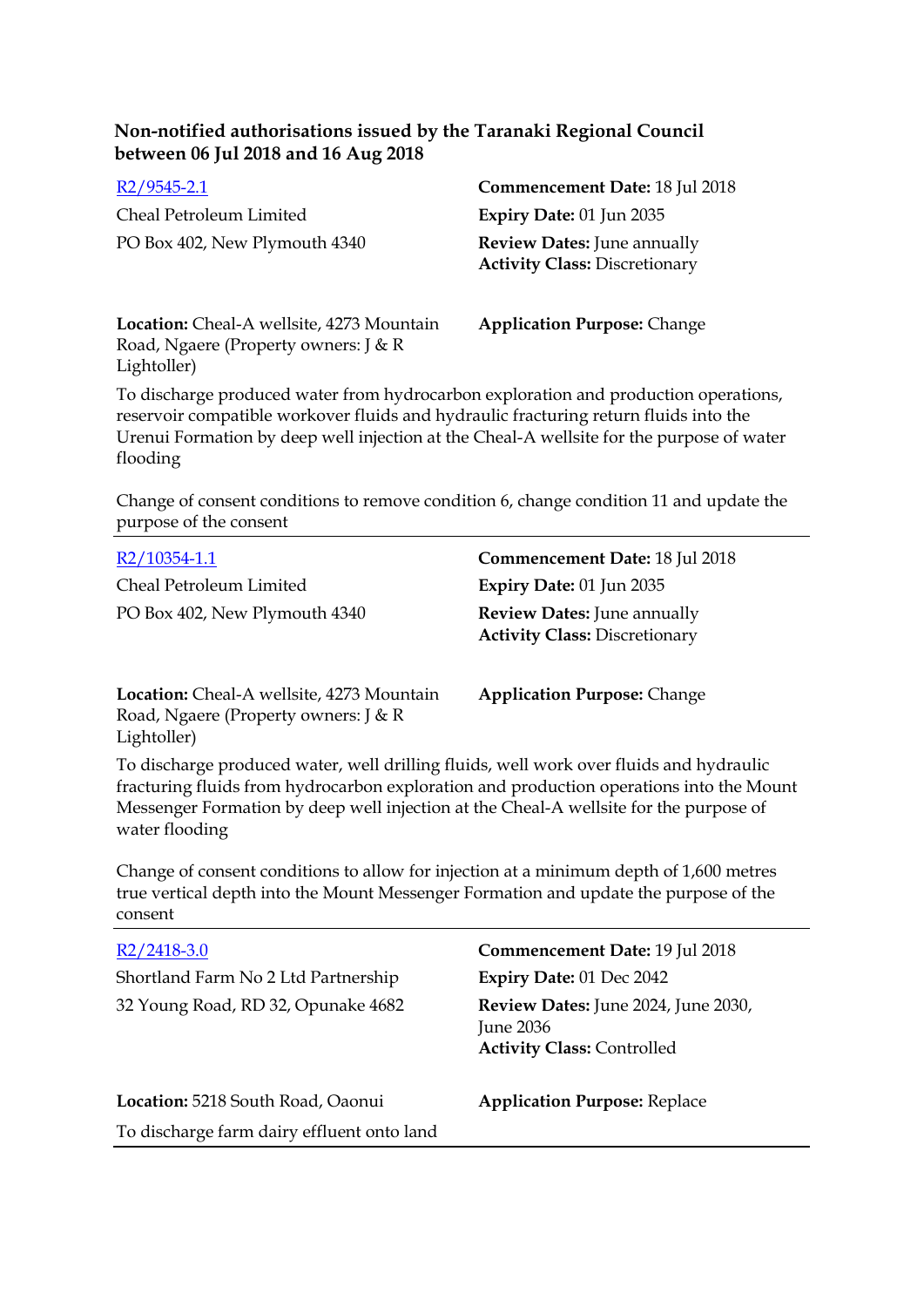**Non-notified authorisations issued by the Taranaki Regional Council between 06 Jul 2018 and 16 Aug 2018**

R2/9545-2.1

Cheal Petroleum Limited

PO Box 402, New Plymouth 4340

**Commencement Date:** 18 Jul 2018

**Expiry Date:** 01 Jun 2035

**Review Dates:** June annually

**Activity Class:** Discretionary

**Location:** Cheal-A wellsite, 4273 Mountain Road, Ngaere (Property owners: J & R Lightoller)

**Application Purpose:** Change

To discharge produced water from hydrocarbon exploration and production operations, reservoir compatible workover fluids and hydraulic fracturing return fluids into the Urenui Formation by deep well injection at the Cheal-A wellsite for the purpose of water flooding

Change of consent conditions to remove condition 6, change condition 11 and update the purpose of the consent

---

R2/10354-1.1

Cheal Petroleum Limited

PO Box 402, New Plymouth 4340

**Commencement Date:** 18 Jul 2018

**Expiry Date:** 01 Jun 2035

**Review Dates:** June annually

**Activity Class:** Discretionary

**Location:** Cheal-A wellsite, 4273 Mountain Road, Ngaere (Property owners: J & R Lightoller)

**Application Purpose:** Change

To discharge produced water, well drilling fluids, well work over fluids and hydraulic fracturing fluids from hydrocarbon exploration and production operations into the Mount Messenger Formation by deep well injection at the Cheal-A wellsite for the purpose of water flooding

Change of consent conditions to allow for injection at a minimum depth of 1,600 metres true vertical depth into the Mount Messenger Formation and update the purpose of the consent

---

R2/2418-3.0

Shortland Farm No 2 Ltd Partnership

32 Young Road, RD 32, Opunake 4682

**Commencement Date:** 19 Jul 2018

**Expiry Date:** 01 Dec 2042

**Review Dates:** June 2024, June 2030, June 2036

**Activity Class:** Controlled

**Location:** 5218 South Road, Oaonui

**Application Purpose:** Replace

To discharge farm dairy effluent onto land

---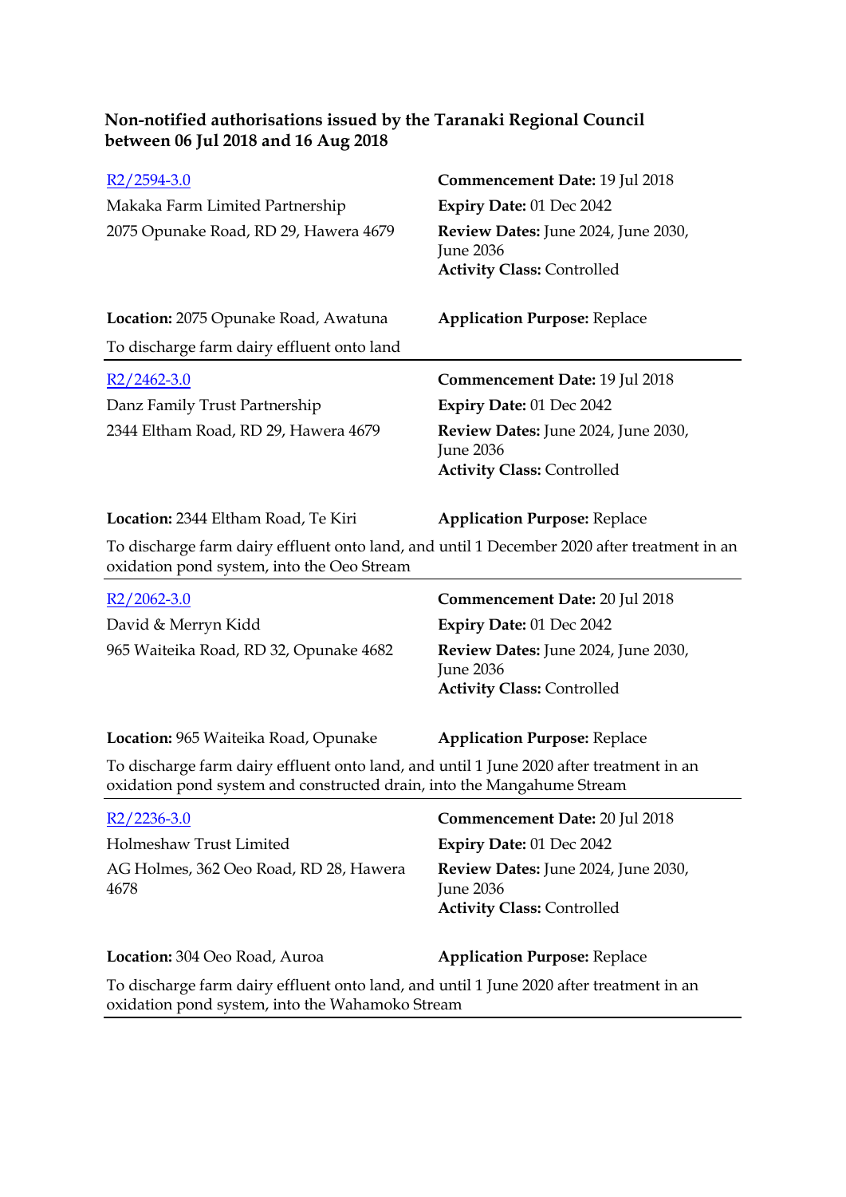### Non-notified authorisations issued by the Taranaki Regional Council between 06 Jul 2018 and 16 Aug 2018

---

[R2/2594-3.0]
Makaka Farm Limited Partnership
2075 Opunake Road, RD 29, Hawera 4679

**Commencement Date:** 19 Jul 2018
**Expiry Date:** 01 Dec 2042
**Review Dates:** June 2024, June 2030, June 2036
**Activity Class:** Controlled

**Location:** 2075 Opunake Road, Awatuna
**Application Purpose:** Replace

To discharge farm dairy effluent onto land

---

[R2/2462-3.0]
Danz Family Trust Partnership
2344 Eltham Road, RD 29, Hawera 4679

**Commencement Date:** 19 Jul 2018
**Expiry Date:** 01 Dec 2042
**Review Dates:** June 2024, June 2030, June 2036
**Activity Class:** Controlled

**Location:** 2344 Eltham Road, Te Kiri
**Application Purpose:** Replace

To discharge farm dairy effluent onto land, and until 1 December 2020 after treatment in an oxidation pond system, into the Oeo Stream

---

[R2/2062-3.0]
David & Merryn Kidd
965 Waiteika Road, RD 32, Opunake 4682

**Commencement Date:** 20 Jul 2018
**Expiry Date:** 01 Dec 2042
**Review Dates:** June 2024, June 2030, June 2036
**Activity Class:** Controlled

**Location:** 965 Waiteika Road, Opunake
**Application Purpose:** Replace

To discharge farm dairy effluent onto land, and until 1 June 2020 after treatment in an oxidation pond system and constructed drain, into the Mangahume Stream

---

[R2/2236-3.0]
Holmeshaw Trust Limited
AG Holmes, 362 Oeo Road, RD 28, Hawera 4678

**Commencement Date:** 20 Jul 2018
**Expiry Date:** 01 Dec 2042
**Review Dates:** June 2024, June 2030, June 2036
**Activity Class:** Controlled

**Location:** 304 Oeo Road, Auroa
**Application Purpose:** Replace

To discharge farm dairy effluent onto land, and until 1 June 2020 after treatment in an oxidation pond system, into the Wahamoko Stream

---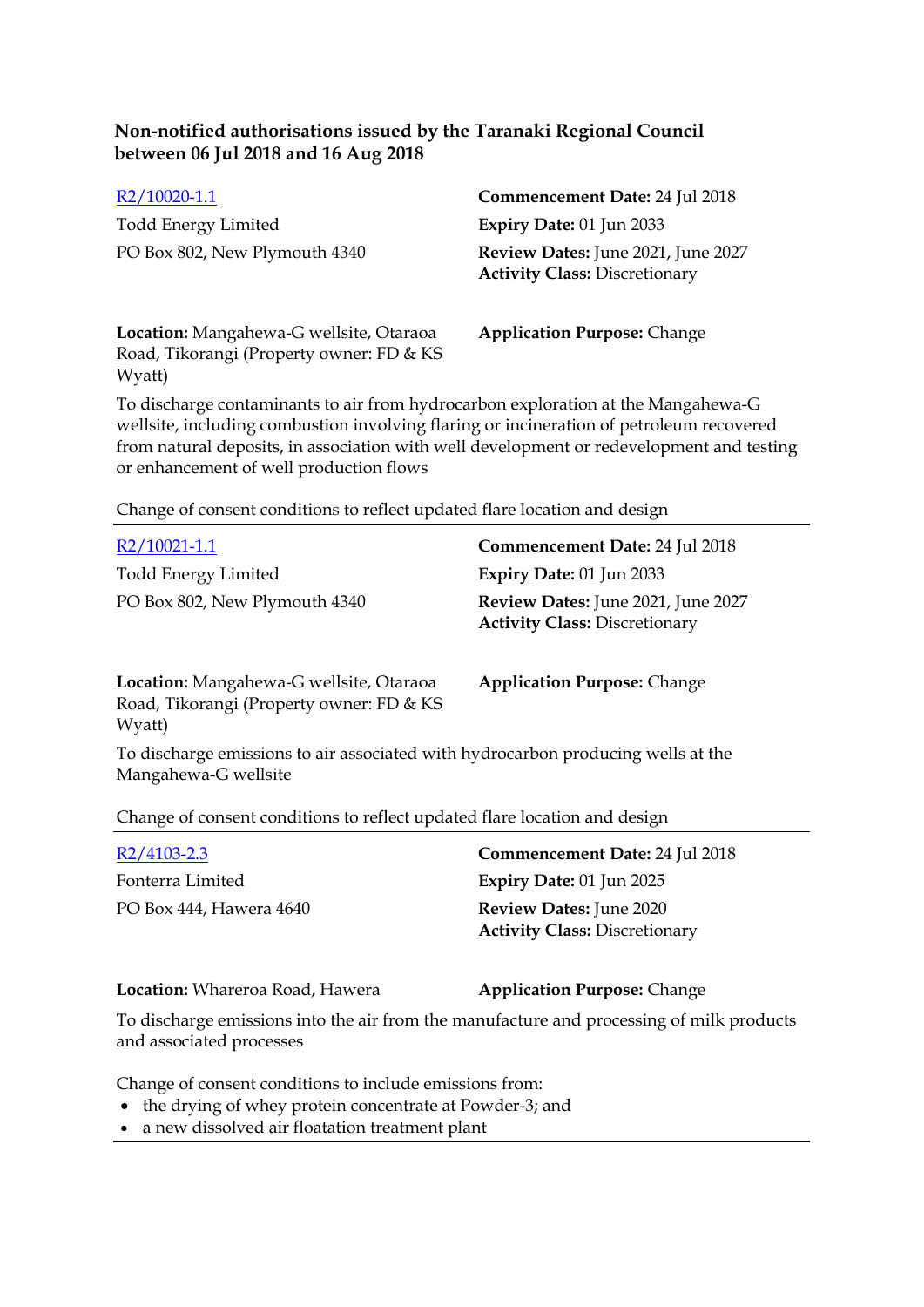**Non-notified authorisations issued by the Taranaki Regional Council between 06 Jul 2018 and 16 Aug 2018**

R2/10020-1.1
Todd Energy Limited
PO Box 802, New Plymouth 4340

**Commencement Date:** 24 Jul 2018
**Expiry Date:** 01 Jun 2033
**Review Dates:** June 2021, June 2027
**Activity Class:** Discretionary

**Location:** Mangahewa-G wellsite, Otaraoa Road, Tikorangi (Property owner: FD & KS Wyatt)

**Application Purpose:** Change

To discharge contaminants to air from hydrocarbon exploration at the Mangahewa-G wellsite, including combustion involving flaring or incineration of petroleum recovered from natural deposits, in association with well development or redevelopment and testing or enhancement of well production flows

Change of consent conditions to reflect updated flare location and design

---

R2/10021-1.1
Todd Energy Limited
PO Box 802, New Plymouth 4340

**Commencement Date:** 24 Jul 2018
**Expiry Date:** 01 Jun 2033
**Review Dates:** June 2021, June 2027
**Activity Class:** Discretionary

**Location:** Mangahewa-G wellsite, Otaraoa Road, Tikorangi (Property owner: FD & KS Wyatt)

**Application Purpose:** Change

To discharge emissions to air associated with hydrocarbon producing wells at the Mangahewa-G wellsite

Change of consent conditions to reflect updated flare location and design

---

R2/4103-2.3
Fonterra Limited
PO Box 444, Hawera 4640

**Commencement Date:** 24 Jul 2018
**Expiry Date:** 01 Jun 2025
**Review Dates:** June 2020
**Activity Class:** Discretionary

**Location:** Whareroa Road, Hawera

**Application Purpose:** Change

To discharge emissions into the air from the manufacture and processing of milk products and associated processes

Change of consent conditions to include emissions from:

- the drying of whey protein concentrate at Powder-3; and
- a new dissolved air floatation treatment plant

---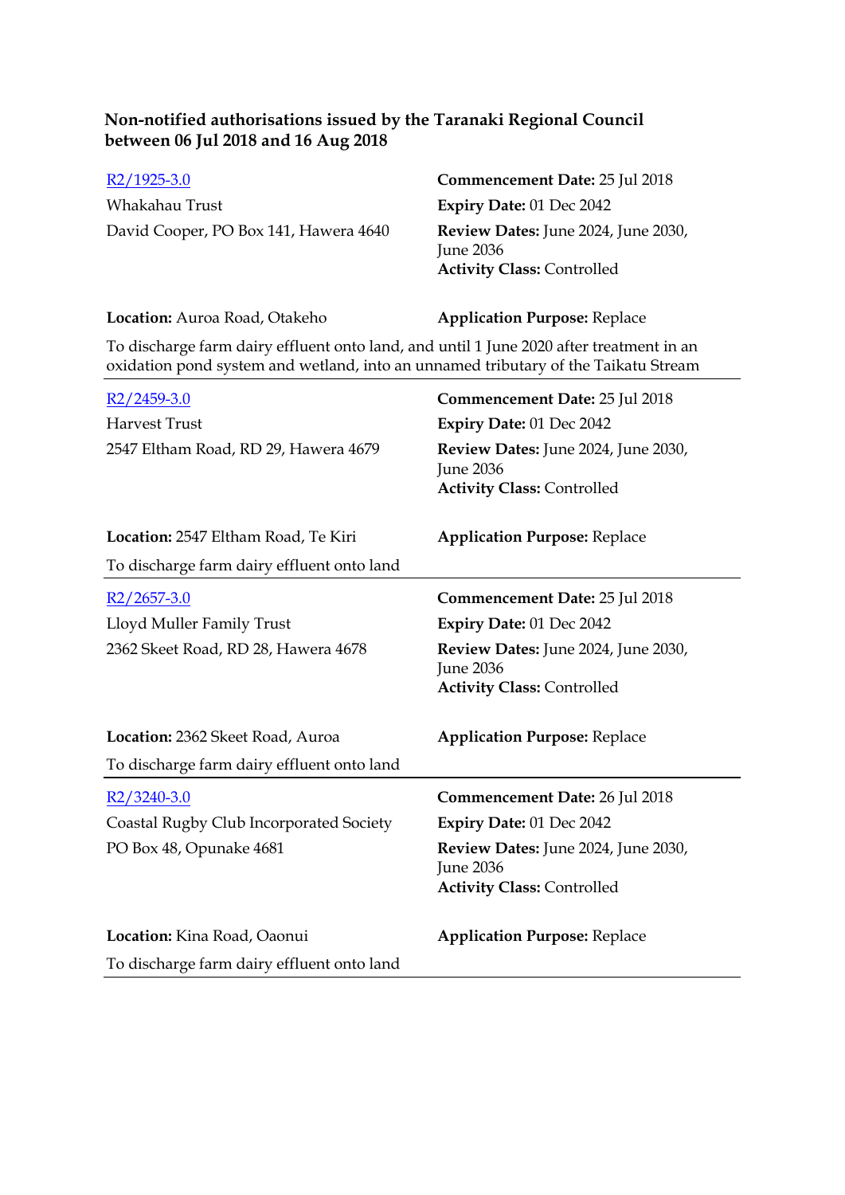**Non-notified authorisations issued by the Taranaki Regional Council between 06 Jul 2018 and 16 Aug 2018**

R2/1925-3.0
Whakahau Trust
David Cooper, PO Box 141, Hawera 4640

**Commencement Date:** 25 Jul 2018
**Expiry Date:** 01 Dec 2042
**Review Dates:** June 2024, June 2030, June 2036
**Activity Class:** Controlled

**Location:** Auroa Road, Otakeho
**Application Purpose:** Replace

To discharge farm dairy effluent onto land, and until 1 June 2020 after treatment in an oxidation pond system and wetland, into an unnamed tributary of the Taikatu Stream

---

R2/2459-3.0
Harvest Trust
2547 Eltham Road, RD 29, Hawera 4679

**Commencement Date:** 25 Jul 2018
**Expiry Date:** 01 Dec 2042
**Review Dates:** June 2024, June 2030, June 2036
**Activity Class:** Controlled

**Location:** 2547 Eltham Road, Te Kiri
**Application Purpose:** Replace

To discharge farm dairy effluent onto land

---

R2/2657-3.0
Lloyd Muller Family Trust
2362 Skeet Road, RD 28, Hawera 4678

**Commencement Date:** 25 Jul 2018
**Expiry Date:** 01 Dec 2042
**Review Dates:** June 2024, June 2030, June 2036
**Activity Class:** Controlled

**Location:** 2362 Skeet Road, Auroa
**Application Purpose:** Replace

To discharge farm dairy effluent onto land

---

R2/3240-3.0
Coastal Rugby Club Incorporated Society
PO Box 48, Opunake 4681

**Commencement Date:** 26 Jul 2018
**Expiry Date:** 01 Dec 2042
**Review Dates:** June 2024, June 2030, June 2036
**Activity Class:** Controlled

**Location:** Kina Road, Oaonui
**Application Purpose:** Replace

To discharge farm dairy effluent onto land

---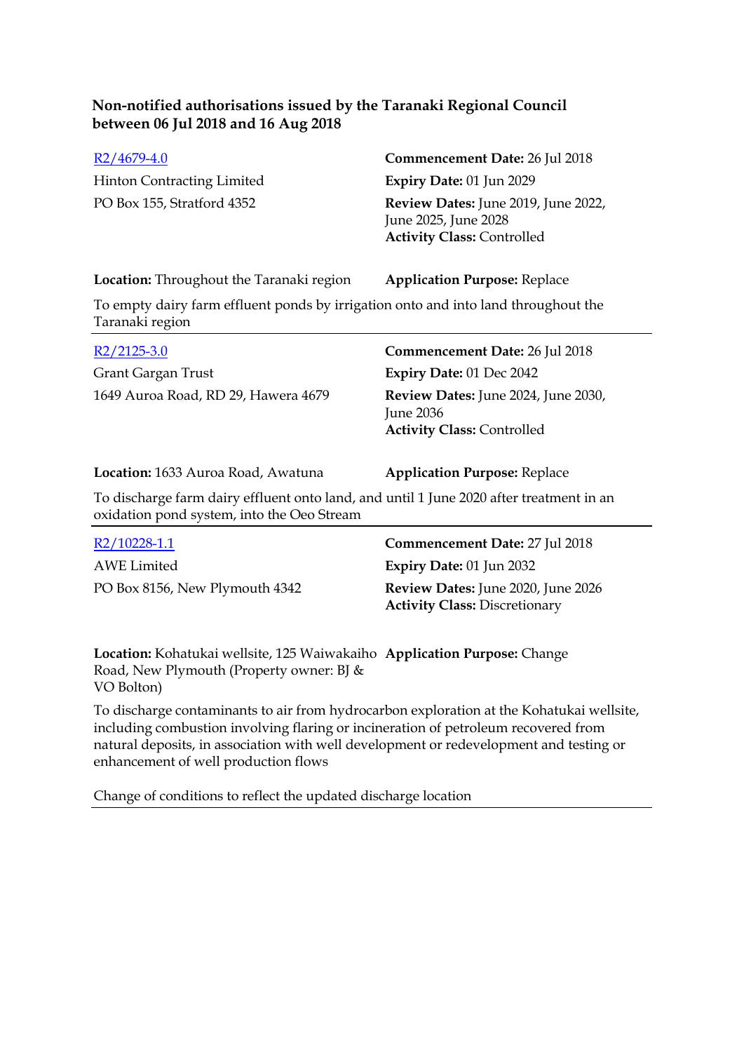**Non-notified authorisations issued by the Taranaki Regional Council between 06 Jul 2018 and 16 Aug 2018**

[R2/4679-4.0]
Hinton Contracting Limited
PO Box 155, Stratford 4352

**Commencement Date:** 26 Jul 2018
**Expiry Date:** 01 Jun 2029
**Review Dates:** June 2019, June 2022, June 2025, June 2028
**Activity Class:** Controlled

**Location:** Throughout the Taranaki region
**Application Purpose:** Replace

To empty dairy farm effluent ponds by irrigation onto and into land throughout the Taranaki region

---

[R2/2125-3.0]
Grant Gargan Trust
1649 Auroa Road, RD 29, Hawera 4679

**Commencement Date:** 26 Jul 2018
**Expiry Date:** 01 Dec 2042
**Review Dates:** June 2024, June 2030, June 2036
**Activity Class:** Controlled

**Location:** 1633 Auroa Road, Awatuna
**Application Purpose:** Replace

To discharge farm dairy effluent onto land, and until 1 June 2020 after treatment in an oxidation pond system, into the Oeo Stream

---

[R2/10228-1.1]
AWE Limited
PO Box 8156, New Plymouth 4342

**Commencement Date:** 27 Jul 2018
**Expiry Date:** 01 Jun 2032
**Review Dates:** June 2020, June 2026
**Activity Class:** Discretionary

**Location:** Kohatukai wellsite, 125 Waiwakaiho Road, New Plymouth (Property owner: BJ & VO Bolton)
**Application Purpose:** Change

To discharge contaminants to air from hydrocarbon exploration at the Kohatukai wellsite, including combustion involving flaring or incineration of petroleum recovered from natural deposits, in association with well development or redevelopment and testing or enhancement of well production flows

Change of conditions to reflect the updated discharge location

---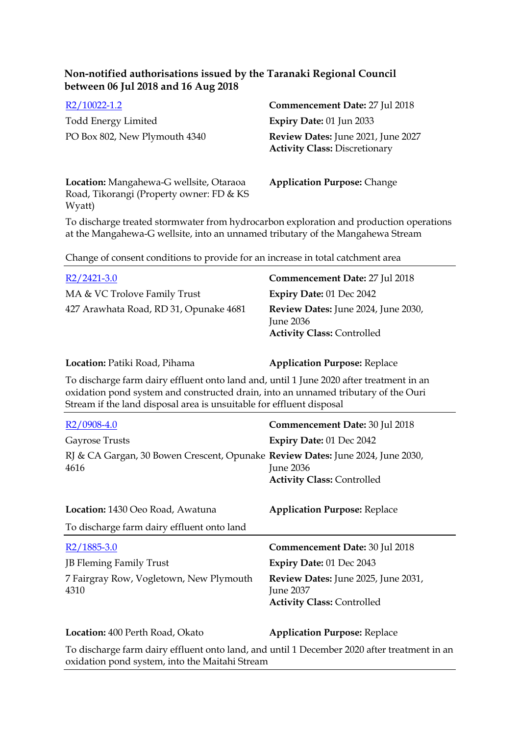**Non-notified authorisations issued by the Taranaki Regional Council between 06 Jul 2018 and 16 Aug 2018**

R2/10022-1.2
Todd Energy Limited
PO Box 802, New Plymouth 4340

**Commencement Date:** 27 Jul 2018
**Expiry Date:** 01 Jun 2033
**Review Dates:** June 2021, June 2027
**Activity Class:** Discretionary

**Location:** Mangahewa-G wellsite, Otaraoa Road, Tikorangi (Property owner: FD & KS Wyatt)

**Application Purpose:** Change

To discharge treated stormwater from hydrocarbon exploration and production operations at the Mangahewa-G wellsite, into an unnamed tributary of the Mangahewa Stream

Change of consent conditions to provide for an increase in total catchment area

---

R2/2421-3.0
MA & VC Trolove Family Trust
427 Arawhata Road, RD 31, Opunake 4681

**Commencement Date:** 27 Jul 2018
**Expiry Date:** 01 Dec 2042
**Review Dates:** June 2024, June 2030, June 2036
**Activity Class:** Controlled

**Location:** Patiki Road, Pihama

**Application Purpose:** Replace

To discharge farm dairy effluent onto land and, until 1 June 2020 after treatment in an oxidation pond system and constructed drain, into an unnamed tributary of the Ouri Stream if the land disposal area is unsuitable for effluent disposal

---

R2/0908-4.0
Gayrose Trusts
RJ & CA Gargan, 30 Bowen Crescent, Opunake 4616

**Commencement Date:** 30 Jul 2018
**Expiry Date:** 01 Dec 2042
**Review Dates:** June 2024, June 2030, June 2036
**Activity Class:** Controlled

**Location:** 1430 Oeo Road, Awatuna

**Application Purpose:** Replace

To discharge farm dairy effluent onto land

---

R2/1885-3.0
JB Fleming Family Trust
7 Fairgray Row, Vogletown, New Plymouth 4310

**Commencement Date:** 30 Jul 2018
**Expiry Date:** 01 Dec 2043
**Review Dates:** June 2025, June 2031, June 2037
**Activity Class:** Controlled

**Location:** 400 Perth Road, Okato

**Application Purpose:** Replace

To discharge farm dairy effluent onto land, and until 1 December 2020 after treatment in an oxidation pond system, into the Maitahi Stream

---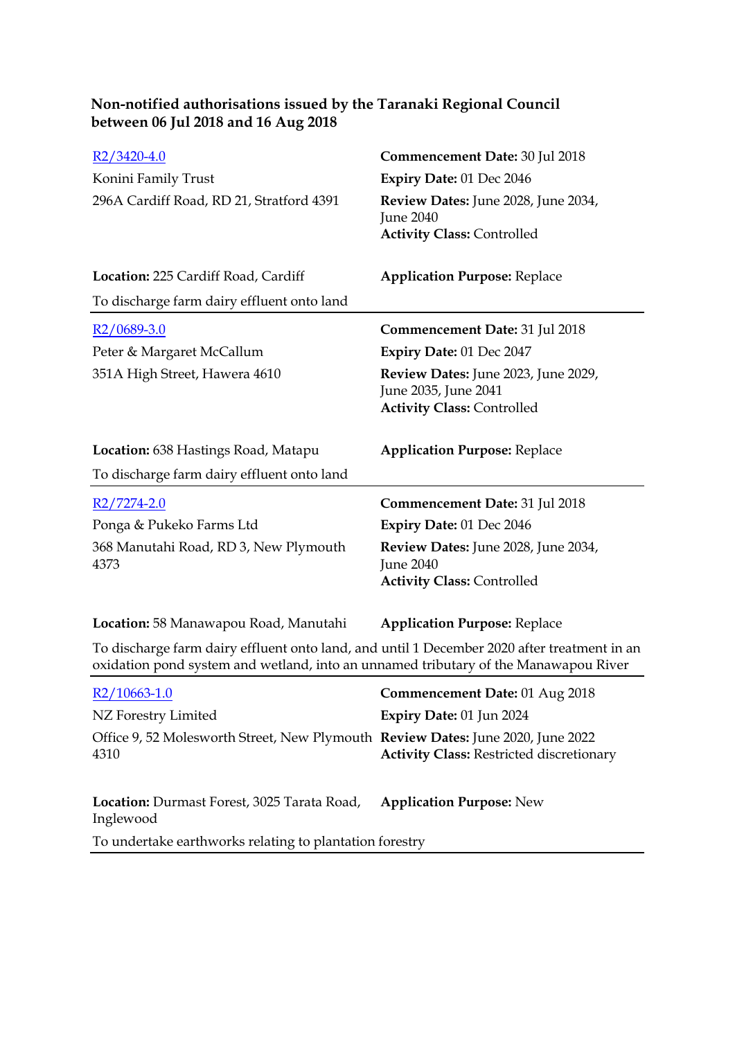**Non-notified authorisations issued by the Taranaki Regional Council between 06 Jul 2018 and 16 Aug 2018**

| | |
|---|---|
| R2/3420-4.0 | **Commencement Date:** 30 Jul 2018 |
| Konini Family Trust | **Expiry Date:** 01 Dec 2046 |
| 296A Cardiff Road, RD 21, Stratford 4391 | **Review Dates:** June 2028, June 2034, June 2040 |
| | **Activity Class:** Controlled |
| **Location:** 225 Cardiff Road, Cardiff | **Application Purpose:** Replace |

To discharge farm dairy effluent onto land

---

| | |
|---|---|
| R2/0689-3.0 | **Commencement Date:** 31 Jul 2018 |
| Peter & Margaret McCallum | **Expiry Date:** 01 Dec 2047 |
| 351A High Street, Hawera 4610 | **Review Dates:** June 2023, June 2029, June 2035, June 2041 |
| | **Activity Class:** Controlled |
| **Location:** 638 Hastings Road, Matapu | **Application Purpose:** Replace |

To discharge farm dairy effluent onto land

---

| | |
|---|---|
| R2/7274-2.0 | **Commencement Date:** 31 Jul 2018 |
| Ponga & Pukeko Farms Ltd | **Expiry Date:** 01 Dec 2046 |
| 368 Manutahi Road, RD 3, New Plymouth 4373 | **Review Dates:** June 2028, June 2034, June 2040 |
| | **Activity Class:** Controlled |
| **Location:** 58 Manawapou Road, Manutahi | **Application Purpose:** Replace |

To discharge farm dairy effluent onto land, and until 1 December 2020 after treatment in an oxidation pond system and wetland, into an unnamed tributary of the Manawapou River

---

| | |
|---|---|
| R2/10663-1.0 | **Commencement Date:** 01 Aug 2018 |
| NZ Forestry Limited | **Expiry Date:** 01 Jun 2024 |
| Office 9, 52 Molesworth Street, New Plymouth 4310 | **Review Dates:** June 2020, June 2022 |
| | **Activity Class:** Restricted discretionary |
| **Location:** Durmast Forest, 3025 Tarata Road, Inglewood | **Application Purpose:** New |

To undertake earthworks relating to plantation forestry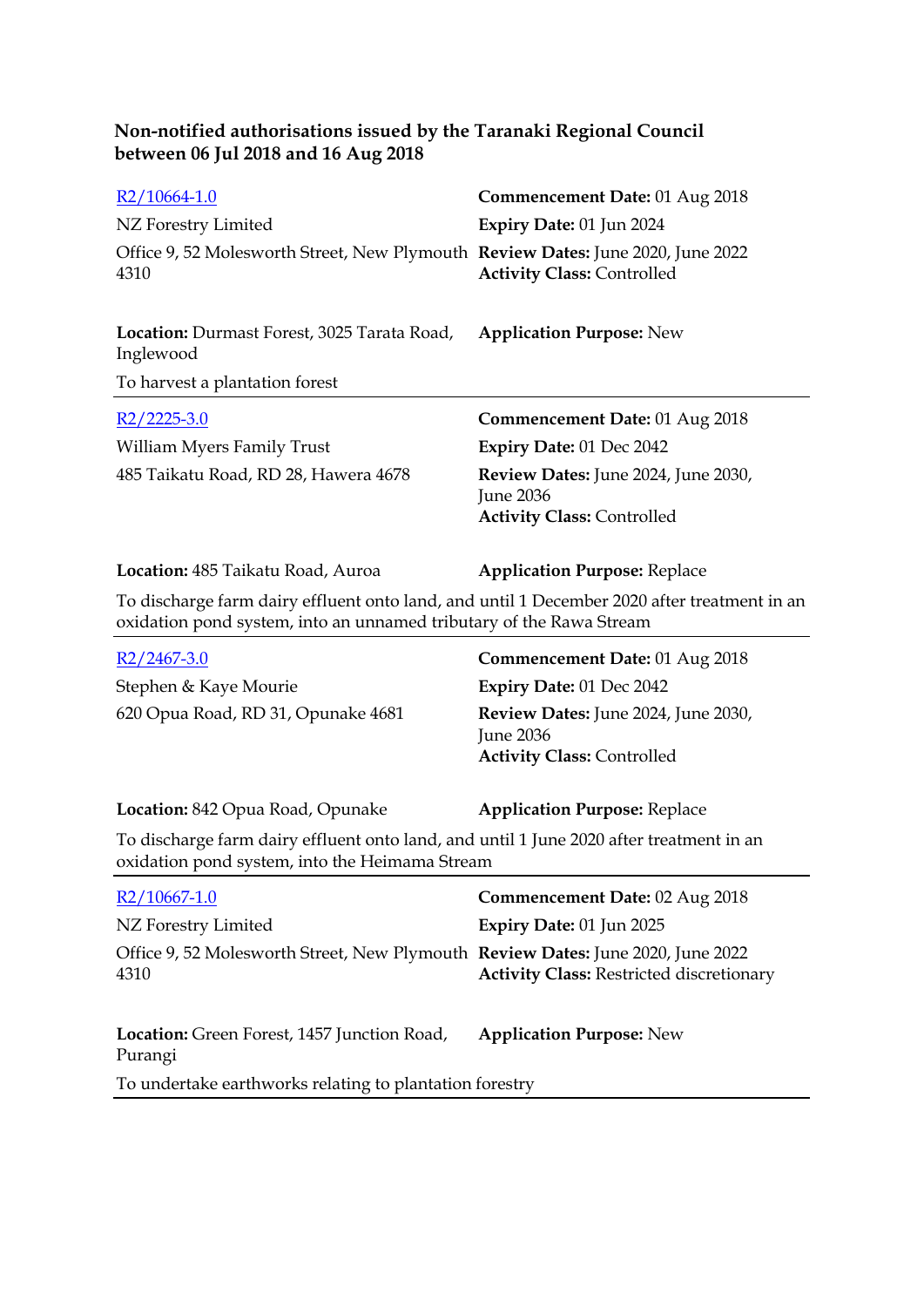**Non-notified authorisations issued by the Taranaki Regional Council between 06 Jul 2018 and 16 Aug 2018**

---

R2/10664-1.0
NZ Forestry Limited
Office 9, 52 Molesworth Street, New Plymouth 4310

**Commencement Date:** 01 Aug 2018
**Expiry Date:** 01 Jun 2024
**Review Dates:** June 2020, June 2022
**Activity Class:** Controlled

**Location:** Durmast Forest, 3025 Tarata Road, Inglewood
**Application Purpose:** New

To harvest a plantation forest

---

R2/2225-3.0
William Myers Family Trust
485 Taikatu Road, RD 28, Hawera 4678

**Commencement Date:** 01 Aug 2018
**Expiry Date:** 01 Dec 2042
**Review Dates:** June 2024, June 2030, June 2036
**Activity Class:** Controlled

**Location:** 485 Taikatu Road, Auroa
**Application Purpose:** Replace

To discharge farm dairy effluent onto land, and until 1 December 2020 after treatment in an oxidation pond system, into an unnamed tributary of the Rawa Stream

---

R2/2467-3.0
Stephen & Kaye Mourie
620 Opua Road, RD 31, Opunake 4681

**Commencement Date:** 01 Aug 2018
**Expiry Date:** 01 Dec 2042
**Review Dates:** June 2024, June 2030, June 2036
**Activity Class:** Controlled

**Location:** 842 Opua Road, Opunake
**Application Purpose:** Replace

To discharge farm dairy effluent onto land, and until 1 June 2020 after treatment in an oxidation pond system, into the Heimama Stream

---

R2/10667-1.0
NZ Forestry Limited
Office 9, 52 Molesworth Street, New Plymouth 4310

**Commencement Date:** 02 Aug 2018
**Expiry Date:** 01 Jun 2025
**Review Dates:** June 2020, June 2022
**Activity Class:** Restricted discretionary

**Location:** Green Forest, 1457 Junction Road, Purangi
**Application Purpose:** New

To undertake earthworks relating to plantation forestry

---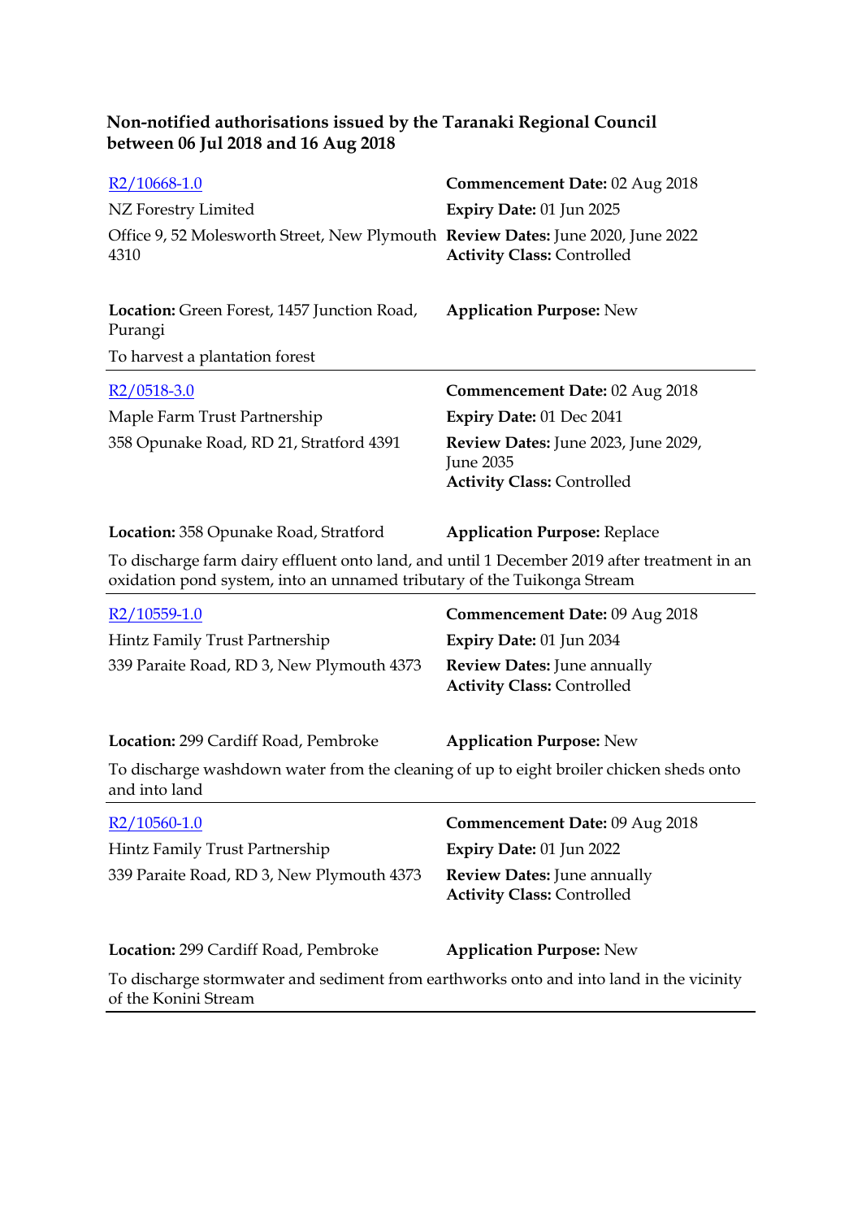**Non-notified authorisations issued by the Taranaki Regional Council between 06 Jul 2018 and 16 Aug 2018**

---

[R2/10668-1.0](R2/10668-1.0)
NZ Forestry Limited
Office 9, 52 Molesworth Street, New Plymouth 4310

**Commencement Date:** 02 Aug 2018
**Expiry Date:** 01 Jun 2025
**Review Dates:** June 2020, June 2022
**Activity Class:** Controlled

**Location:** Green Forest, 1457 Junction Road, Purangi
**Application Purpose:** New

To harvest a plantation forest

---

[R2/0518-3.0](R2/0518-3.0)
Maple Farm Trust Partnership
358 Opunake Road, RD 21, Stratford 4391

**Commencement Date:** 02 Aug 2018
**Expiry Date:** 01 Dec 2041
**Review Dates:** June 2023, June 2029, June 2035
**Activity Class:** Controlled

**Location:** 358 Opunake Road, Stratford
**Application Purpose:** Replace

To discharge farm dairy effluent onto land, and until 1 December 2019 after treatment in an oxidation pond system, into an unnamed tributary of the Tuikonga Stream

---

[R2/10559-1.0](R2/10559-1.0)
Hintz Family Trust Partnership
339 Paraite Road, RD 3, New Plymouth 4373

**Commencement Date:** 09 Aug 2018
**Expiry Date:** 01 Jun 2034
**Review Dates:** June annually
**Activity Class:** Controlled

**Location:** 299 Cardiff Road, Pembroke
**Application Purpose:** New

To discharge washdown water from the cleaning of up to eight broiler chicken sheds onto and into land

---

[R2/10560-1.0](R2/10560-1.0)
Hintz Family Trust Partnership
339 Paraite Road, RD 3, New Plymouth 4373

**Commencement Date:** 09 Aug 2018
**Expiry Date:** 01 Jun 2022
**Review Dates:** June annually
**Activity Class:** Controlled

**Location:** 299 Cardiff Road, Pembroke
**Application Purpose:** New

To discharge stormwater and sediment from earthworks onto and into land in the vicinity of the Konini Stream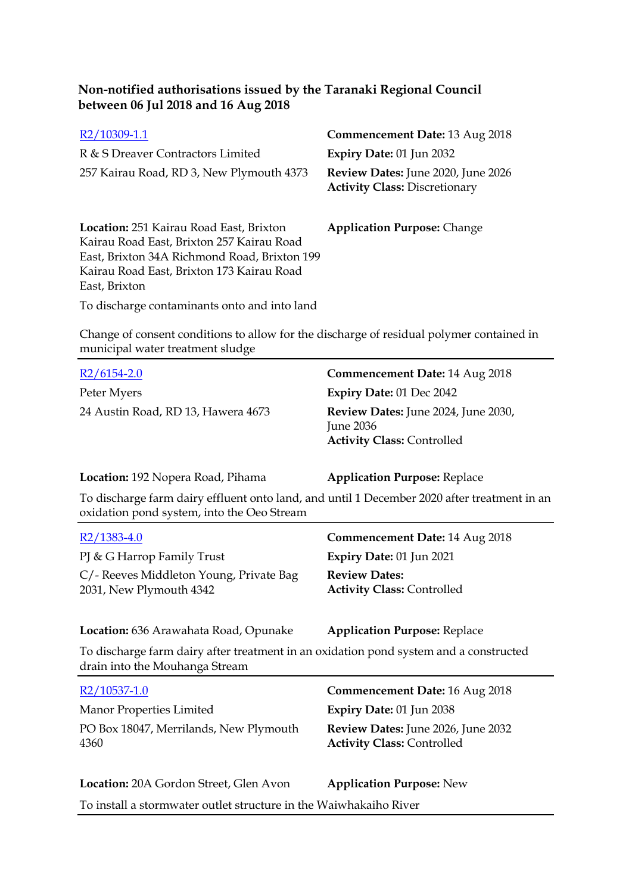**Non-notified authorisations issued by the Taranaki Regional Council between 06 Jul 2018 and 16 Aug 2018**

[R2/10309-1.1](R2/10309-1.1)
R & S Dreaver Contractors Limited
257 Kairau Road, RD 3, New Plymouth 4373

**Commencement Date:** 13 Aug 2018
**Expiry Date:** 01 Jun 2032
**Review Dates:** June 2020, June 2026
**Activity Class:** Discretionary

**Location:** 251 Kairau Road East, Brixton Kairau Road East, Brixton 257 Kairau Road East, Brixton 34A Richmond Road, Brixton 199 Kairau Road East, Brixton 173 Kairau Road East, Brixton

**Application Purpose:** Change

To discharge contaminants onto and into land

Change of consent conditions to allow for the discharge of residual polymer contained in municipal water treatment sludge

---

[R2/6154-2.0](R2/6154-2.0)
Peter Myers
24 Austin Road, RD 13, Hawera 4673

**Commencement Date:** 14 Aug 2018
**Expiry Date:** 01 Dec 2042
**Review Dates:** June 2024, June 2030, June 2036
**Activity Class:** Controlled

**Location:** 192 Nopera Road, Pihama

**Application Purpose:** Replace

To discharge farm dairy effluent onto land, and until 1 December 2020 after treatment in an oxidation pond system, into the Oeo Stream

---

[R2/1383-4.0](R2/1383-4.0)
PJ & G Harrop Family Trust
C/- Reeves Middleton Young, Private Bag 2031, New Plymouth 4342

**Commencement Date:** 14 Aug 2018
**Expiry Date:** 01 Jun 2021
**Review Dates:**
**Activity Class:** Controlled

**Location:** 636 Arawahata Road, Opunake

**Application Purpose:** Replace

To discharge farm dairy after treatment in an oxidation pond system and a constructed drain into the Mouhanga Stream

---

[R2/10537-1.0](R2/10537-1.0)
Manor Properties Limited
PO Box 18047, Merrilands, New Plymouth 4360

**Commencement Date:** 16 Aug 2018
**Expiry Date:** 01 Jun 2038
**Review Dates:** June 2026, June 2032
**Activity Class:** Controlled

**Location:** 20A Gordon Street, Glen Avon

**Application Purpose:** New

To install a stormwater outlet structure in the Waiwhakaiho River

---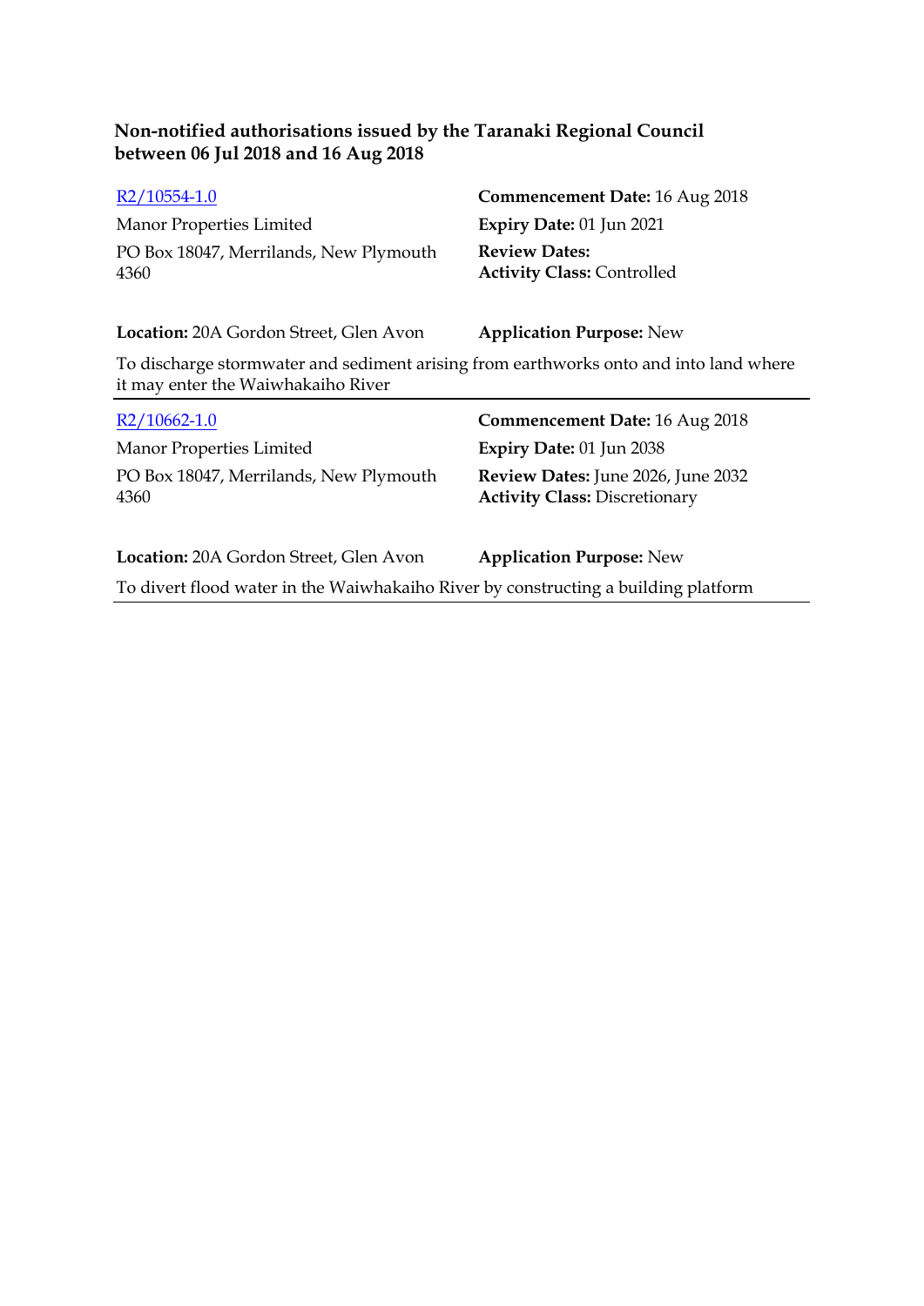**Non-notified authorisations issued by the Taranaki Regional Council between 06 Jul 2018 and 16 Aug 2018**

[R2/10554-1.0]

Manor Properties Limited

PO Box 18047, Merrilands, New Plymouth 4360

**Commencement Date:** 16 Aug 2018

**Expiry Date:** 01 Jun 2021

**Review Dates:**

**Activity Class:** Controlled

**Location:** 20A Gordon Street, Glen Avon

**Application Purpose:** New

To discharge stormwater and sediment arising from earthworks onto and into land where it may enter the Waiwhakaiho River

---

[R2/10662-1.0]

Manor Properties Limited

PO Box 18047, Merrilands, New Plymouth 4360

**Commencement Date:** 16 Aug 2018

**Expiry Date:** 01 Jun 2038

**Review Dates:** June 2026, June 2032

**Activity Class:** Discretionary

**Location:** 20A Gordon Street, Glen Avon

**Application Purpose:** New

To divert flood water in the Waiwhakaiho River by constructing a building platform

---